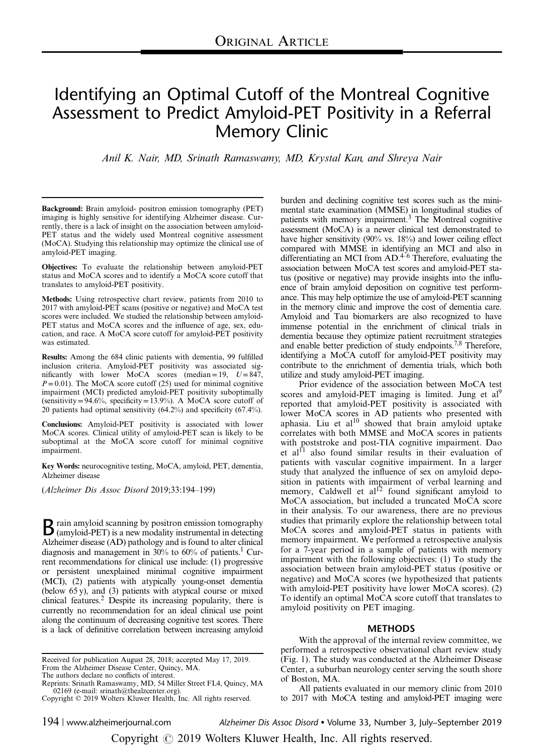ORIGINAL ARTICLE

# Identifying an Optimal Cutoff of the Montreal Cognitive Assessment to Predict Amyloid-PET Positivity in a Referral Memory Clinic

*Anil K. Nair, MD, Srinath Ramaswamy, MD, Krystal Kan, and Shreya Nair*

**Background:** Brain amyloid- positron emission tomography (PET) imaging is highly sensitive for identifying Alzheimer disease. Currently, there is a lack of insight on the association between amyloid-PET status and the widely used Montreal cognitive assessment (MoCA). Studying this relationship may optimize the clinical use of amyloid-PET imaging.

**Objectives:** To evaluate the relationship between amyloid-PET status and MoCA scores and to identify a MoCA score cutoff that translates to amyloid-PET positivity.

**Methods:** Using retrospective chart review, patients from 2010 to 2017 with amyloid-PET scans (positive or negative) and MoCA test scores were included. We studied the relationship between amyloid-PET status and MoCA scores and the influence of age, sex, education, and race. A MoCA score cutoff for amyloid-PET positivity was estimated.

**Results:** Among the 684 clinic patients with dementia, 99 fulfilled inclusion criteria. Amyloid-PET positivity was associated significantly with lower MoCA scores (median = 19, $U = 847$, $P = 0.01$). The MoCA score cutoff (25) used for minimal cognitive impairment (MCI) predicted amyloid-PET positivity suboptimally (sensitivity = 94.6%, specificity = 13.9%). A MoCA score cutoff of 20 patients had optimal sensitivity (64.2%) and specificity (67.4%).

**Conclusions:** Amyloid-PET positivity is associated with lower MoCA scores. Clinical utility of amyloid-PET scan is likely to be suboptimal at the MoCA score cutoff for minimal cognitive impairment.

**Key Words:** neurocognitive testing, MoCA, amyloid, PET, dementia, Alzheimer disease

(*Alzheimer Dis Assoc Disord* 2019;33:194–199)

Brain amyloid scanning by positron emission tomography (amyloid-PET) is a new modality instrumental in detecting Alzheimer disease (AD) pathology and is found to alter clinical diagnosis and management in 30% to 60% of patients.[1] Current recommendations for clinical use include: (1) progressive or persistent unexplained minimal cognitive impairment (MCI), (2) patients with atypically young-onset dementia (below 65 y), and (3) patients with atypical course or mixed clinical features.[2] Despite its increasing popularity, there is currently no recommendation for an ideal clinical use point along the continuum of decreasing cognitive test scores. There is a lack of definitive correlation between increasing amyloid burden and declining cognitive test scores such as the mini-mental state examination (MMSE) in longitudinal studies of patients with memory impairment.[3] The Montreal cognitive assessment (MoCA) is a newer clinical test demonstrated to have higher sensitivity (90% vs. 18%) and lower ceiling effect compared with MMSE in identifying an MCI and also in differentiating an MCI from AD.[4–6] Therefore, evaluating the association between MoCA test scores and amyloid-PET status (positive or negative) may provide insights into the influence of brain amyloid deposition on cognitive test performance. This may help optimize the use of amyloid-PET scanning in the memory clinic and improve the cost of dementia care. Amyloid and Tau biomarkers are also recognized to have immense potential in the enrichment of clinical trials in dementia because they optimize patient recruitment strategies and enable better prediction of study endpoints.[7,8] Therefore, identifying a MoCA cutoff for amyloid-PET positivity may contribute to the enrichment of dementia trials, which both utilize and study amyloid-PET imaging.

Prior evidence of the association between MoCA test scores and amyloid-PET imaging is limited. Jung et al[9] reported that amyloid-PET positivity is associated with lower MoCA scores in AD patients who presented with aphasia. Liu et al[10] showed that brain amyloid uptake correlates with both MMSE and MoCA scores in patients with poststroke and post-TIA cognitive impairment. Dao et al[11] also found similar results in their evaluation of patients with vascular cognitive impairment. In a larger study that analyzed the influence of sex on amyloid deposition in patients with impairment of verbal learning and memory, Caldwell et al[12] found significant amyloid to MoCA association, but included a truncated MoCA score in their analysis. To our awareness, there are no previous studies that primarily explore the relationship between total MoCA scores and amyloid-PET status in patients with memory impairment. We performed a retrospective analysis for a 7-year period in a sample of patients with memory impairment with the following objectives: (1) To study the association between brain amyloid-PET status (positive or negative) and MoCA scores (we hypothesized that patients with amyloid-PET positivity have lower MoCA scores). (2) To identify an optimal MoCA score cutoff that translates to amyloid positivity on PET imaging.

## METHODS

With the approval of the internal review committee, we performed a retrospective observational chart review study (Fig. 1). The study was conducted at the Alzheimer Disease Center, a suburban neurology center serving the south shore of Boston, MA.

All patients evaluated in our memory clinic from 2010 to 2017 with MoCA testing and amyloid-PET imaging were

Received for publication August 28, 2018; accepted May 17, 2019.
From the Alzheimer Disease Center, Quincy, MA.
The authors declare no conflicts of interest.
Reprints: Srinath Ramaswamy, MD, 54 Miller Street FL4, Quincy, MA 02169 (e-mail: srinath@thealzcenter.org).
Copyright © 2019 Wolters Kluwer Health, Inc. All rights reserved.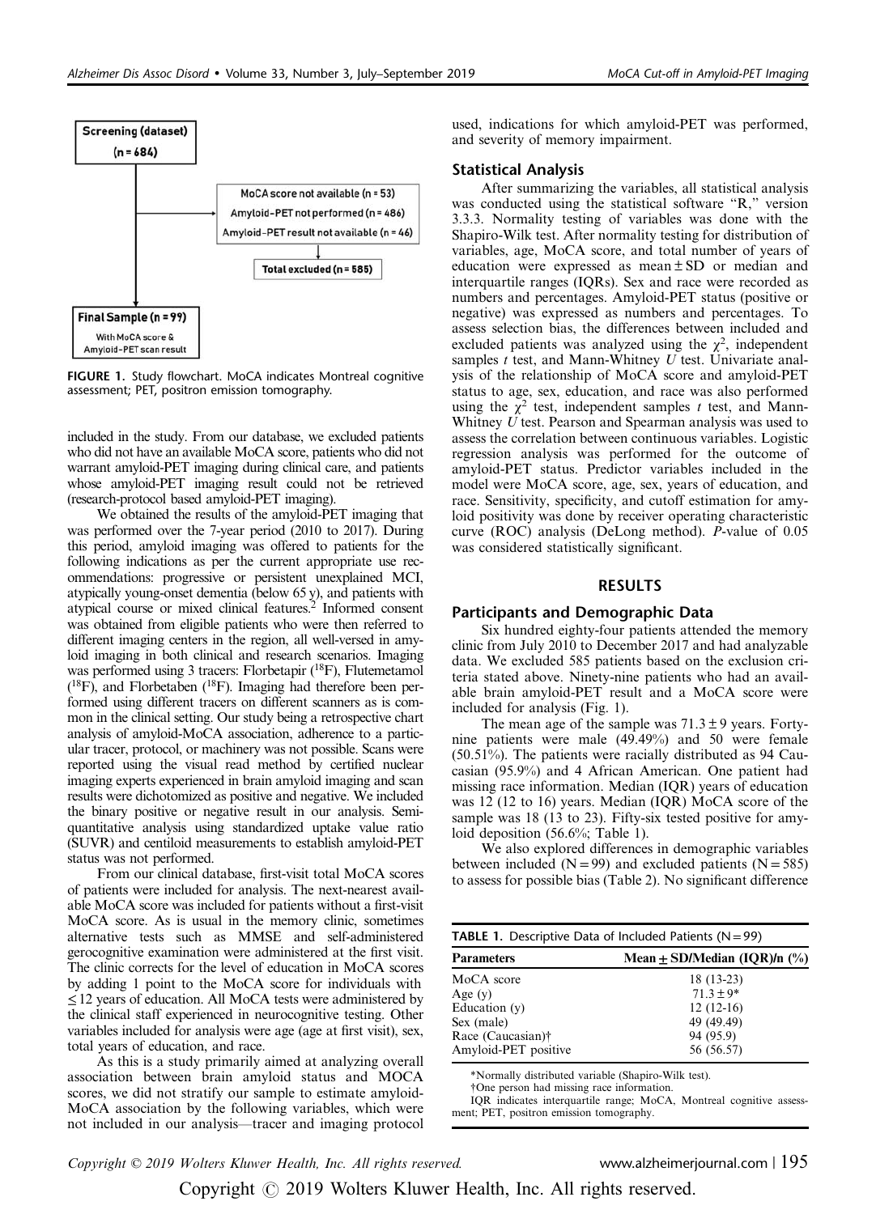Screening (dataset)
(n = 684)

MoCA score not available (n = 53)
Amyloid-PET not performed (n = 486)
Amyloid-PET result not available (n = 46)

Total excluded (n = 585)

Final Sample (n = 99)
With MoCA score & Amyloid-PET scan result

**FIGURE 1.** Study flowchart. MoCA indicates Montreal cognitive assessment; PET, positron emission tomography.

included in the study. From our database, we excluded patients who did not have an available MoCA score, patients who did not warrant amyloid-PET imaging during clinical care, and patients whose amyloid-PET imaging result could not be retrieved (research-protocol based amyloid-PET imaging).

We obtained the results of the amyloid-PET imaging that was performed over the 7-year period (2010 to 2017). During this period, amyloid imaging was offered to patients for the following indications as per the current appropriate use recommendations: progressive or persistent unexplained MCI, atypically young-onset dementia (below 65 y), and patients with atypical course or mixed clinical features.[2] Informed consent was obtained from eligible patients who were then referred to different imaging centers in the region, all well-versed in amyloid imaging in both clinical and research scenarios. Imaging was performed using 3 tracers: Florbetapir ($^{18}$F), Flutemetamol ($^{18}$F), and Florbetaben ($^{18}$F). Imaging had therefore been performed using different tracers on different scanners as is common in the clinical setting. Our study being a retrospective chart analysis of amyloid-MoCA association, adherence to a particular tracer, protocol, or machinery was not possible. Scans were reported using the visual read method by certified nuclear imaging experts experienced in brain amyloid imaging and scan results were dichotomized as positive and negative. We included the binary positive or negative result in our analysis. Semi-quantitative analysis using standardized uptake value ratio (SUVR) and centiloid measurements to establish amyloid-PET status was not performed.

From our clinical database, first-visit total MoCA scores of patients were included for analysis. The next-nearest available MoCA score was included for patients without a first-visit MoCA score. As is usual in the memory clinic, sometimes alternative tests such as MMSE and self-administered gerocognitive examination were administered at the first visit. The clinic corrects for the level of education in MoCA scores by adding 1 point to the MoCA score for individuals with ≤ 12 years of education. All MoCA tests were administered by the clinical staff experienced in neurocognitive testing. Other variables included for analysis were age (age at first visit), sex, total years of education, and race.

As this is a study primarily aimed at analyzing overall association between brain amyloid status and MOCA scores, we did not stratify our sample to estimate amyloid-MoCA association by the following variables, which were not included in our analysis—tracer and imaging protocol used, indications for which amyloid-PET was performed, and severity of memory impairment.

### Statistical Analysis

After summarizing the variables, all statistical analysis was conducted using the statistical software "R," version 3.3.3. Normality testing of variables was done with the Shapiro-Wilk test. After normality testing for distribution of variables, age, MoCA score, and total number of years of education were expressed as mean ± SD or median and interquartile ranges (IQRs). Sex and race were recorded as numbers and percentages. Amyloid-PET status (positive or negative) was expressed as numbers and percentages. To assess selection bias, the differences between included and excluded patients was analyzed using the $\chi^2$, independent samples *t* test, and Mann-Whitney *U* test. Univariate analysis of the relationship of MoCA score and amyloid-PET status to age, sex, education, and race was also performed using the $\chi^2$ test, independent samples *t* test, and Mann-Whitney *U* test. Pearson and Spearman analysis was used to assess the correlation between continuous variables. Logistic regression analysis was performed for the outcome of amyloid-PET status. Predictor variables included in the model were MoCA score, age, sex, years of education, and race. Sensitivity, specificity, and cutoff estimation for amyloid positivity was done by receiver operating characteristic curve (ROC) analysis (DeLong method). *P*-value of 0.05 was considered statistically significant.

## RESULTS

### Participants and Demographic Data

Six hundred eighty-four patients attended the memory clinic from July 2010 to December 2017 and had analyzable data. We excluded 585 patients based on the exclusion criteria stated above. Ninety-nine patients who had an available brain amyloid-PET result and a MoCA score were included for analysis (Fig. 1).

The mean age of the sample was 71.3 ± 9 years. Forty-nine patients were male (49.49%) and 50 were female (50.51%). The patients were racially distributed as 94 Caucasian (95.9%) and 4 African American. One patient had missing race information. Median (IQR) years of education was 12 (12 to 16) years. Median (IQR) MoCA score of the sample was 18 (13 to 23). Fifty-six tested positive for amyloid deposition (56.6%; Table 1).

We also explored differences in demographic variables between included (N = 99) and excluded patients (N = 585) to assess for possible bias (Table 2). No significant difference

**TABLE 1.** Descriptive Data of Included Patients (N = 99)

| Parameters | Mean ± SD/Median (IQR)/n (%) |
|---|---|
| MoCA score | 18 (13-23) |
| Age (y) | 71.3 ± 9* |
| Education (y) | 12 (12-16) |
| Sex (male) | 49 (49.49) |
| Race (Caucasian)† | 94 (95.9) |
| Amyloid-PET positive | 56 (56.57) |

*Normally distributed variable (Shapiro-Wilk test).

†One person had missing race information.

IQR indicates interquartile range; MoCA, Montreal cognitive assessment; PET, positron emission tomography.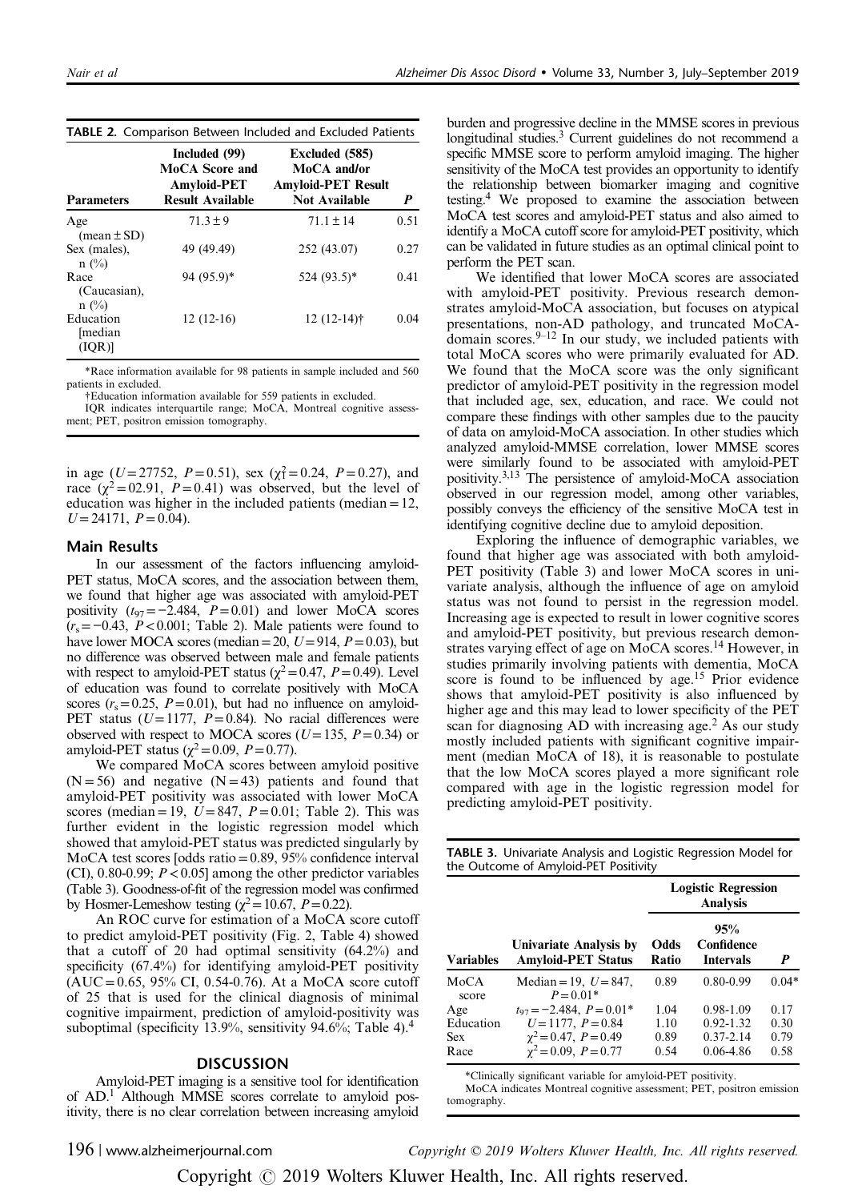**TABLE 2.** Comparison Between Included and Excluded Patients

| Parameters | Included (99) MoCA Score and Amyloid-PET Result Available | Excluded (585) MoCA and/or Amyloid-PET Result Not Available | *P* |
|---|---|---|---|
| Age (mean ± SD) | 71.3 ± 9 | 71.1 ± 14 | 0.51 |
| Sex (males), n (%) | 49 (49.49) | 252 (43.07) | 0.27 |
| Race (Caucasian), n (%) | 94 (95.9)* | 524 (93.5)* | 0.41 |
| Education [median (IQR)] | 12 (12-16) | 12 (12-14)† | 0.04 |

*Race information available for 98 patients in sample included and 560 patients in excluded.

†Education information available for 559 patients in excluded.

IQR indicates interquartile range; MoCA, Montreal cognitive assessment; PET, positron emission tomography.

in age ($U=27752$, $P=0.51$), sex ($\chi^2_1=0.24$, $P=0.27$), and race ($\chi^2=02.91$, $P=0.41$) was observed, but the level of education was higher in the included patients (median = 12, $U=24171$, $P=0.04$).

## Main Results

In our assessment of the factors influencing amyloid-PET status, MoCA scores, and the association between them, we found that higher age was associated with amyloid-PET positivity ($t_{97}=-2.484$, $P=0.01$) and lower MoCA scores ($r_s=-0.43$, $P<0.001$; Table 2). Male patients were found to have lower MOCA scores (median = 20, $U=914$, $P=0.03$), but no difference was observed between male and female patients with respect to amyloid-PET status ($\chi^2=0.47$, $P=0.49$). Level of education was found to correlate positively with MoCA scores ($r_s=0.25$, $P=0.01$), but had no influence on amyloid-PET status ($U=1177$, $P=0.84$). No racial differences were observed with respect to MOCA scores ($U=135$, $P=0.34$) or amyloid-PET status ($\chi^2=0.09$, $P=0.77$).

We compared MoCA scores between amyloid positive (N = 56) and negative (N = 43) patients and found that amyloid-PET positivity was associated with lower MoCA scores (median = 19, $U=847$, $P=0.01$; Table 2). This was further evident in the logistic regression model which showed that amyloid-PET status was predicted singularly by MoCA test scores [odds ratio = 0.89, 95% confidence interval (CI), 0.80-0.99; $P<0.05$] among the other predictor variables (Table 3). Goodness-of-fit of the regression model was confirmed by Hosmer-Lemeshow testing ($\chi^2=10.67$, $P=0.22$).

An ROC curve for estimation of a MoCA score cutoff to predict amyloid-PET positivity (Fig. 2, Table 4) showed that a cutoff of 20 had optimal sensitivity (64.2%) and specificity (67.4%) for identifying amyloid-PET positivity (AUC = 0.65, 95% CI, 0.54-0.76). At a MoCA score cutoff of 25 that is used for the clinical diagnosis of minimal cognitive impairment, prediction of amyloid-positivity was suboptimal (specificity 13.9%, sensitivity 94.6%; Table 4).[4]

## DISCUSSION

Amyloid-PET imaging is a sensitive tool for identification of AD.[1] Although MMSE scores correlate to amyloid positivity, there is no clear correlation between increasing amyloid burden and progressive decline in the MMSE scores in previous longitudinal studies.[3] Current guidelines do not recommend a specific MMSE score to perform amyloid imaging. The higher sensitivity of the MoCA test provides an opportunity to identify the relationship between biomarker imaging and cognitive testing.[4] We proposed to examine the association between MoCA test scores and amyloid-PET status and also aimed to identify a MoCA cutoff score for amyloid-PET positivity, which can be validated in future studies as an optimal clinical point to perform the PET scan.

We identified that lower MoCA scores are associated with amyloid-PET positivity. Previous research demonstrates amyloid-MoCA association, but focuses on atypical presentations, non-AD pathology, and truncated MoCA-domain scores.[9–12] In our study, we included patients with total MoCA scores who were primarily evaluated for AD. We found that the MoCA score was the only significant predictor of amyloid-PET positivity in the regression model that included age, sex, education, and race. We could not compare these findings with other samples due to the paucity of data on amyloid-MoCA association. In other studies which analyzed amyloid-MMSE correlation, lower MMSE scores were similarly found to be associated with amyloid-PET positivity.[3,13] The persistence of amyloid-MoCA association observed in our regression model, among other variables, possibly conveys the efficiency of the sensitive MoCA test in identifying cognitive decline due to amyloid deposition.

Exploring the influence of demographic variables, we found that higher age was associated with both amyloid-PET positivity (Table 3) and lower MoCA scores in univariate analysis, although the influence of age on amyloid status was not found to persist in the regression model. Increasing age is expected to result in lower cognitive scores and amyloid-PET positivity, but previous research demonstrates varying effect of age on MoCA scores.[14] However, in studies primarily involving patients with dementia, MoCA score is found to be influenced by age.[15] Prior evidence shows that amyloid-PET positivity is also influenced by higher age and this may lead to lower specificity of the PET scan for diagnosing AD with increasing age.[2] As our study mostly included patients with significant cognitive impairment (median MoCA of 18), it is reasonable to postulate that the low MoCA scores played a more significant role compared with age in the logistic regression model for predicting amyloid-PET positivity.

**TABLE 3.** Univariate Analysis and Logistic Regression Model for the Outcome of Amyloid-PET Positivity

| | | Logistic Regression Analysis | | |
|---|---|---|---|---|
| Variables | Univariate Analysis by Amyloid-PET Status | Odds Ratio | 95% Confidence Intervals | *P* |
| MoCA score | Median = 19, $U=847$, $P=0.01$* | 0.89 | 0.80-0.99 | 0.04* |
| Age | $t_{97}=-2.484$, $P=0.01$* | 1.04 | 0.98-1.09 | 0.17 |
| Education | $U=1177$, $P=0.84$ | 1.10 | 0.92-1.32 | 0.30 |
| Sex | $\chi^2=0.47$, $P=0.49$ | 0.89 | 0.37-2.14 | 0.79 |
| Race | $\chi^2=0.09$, $P=0.77$ | 0.54 | 0.06-4.86 | 0.58 |

*Clinically significant variable for amyloid-PET positivity.

MoCA indicates Montreal cognitive assessment; PET, positron emission tomography.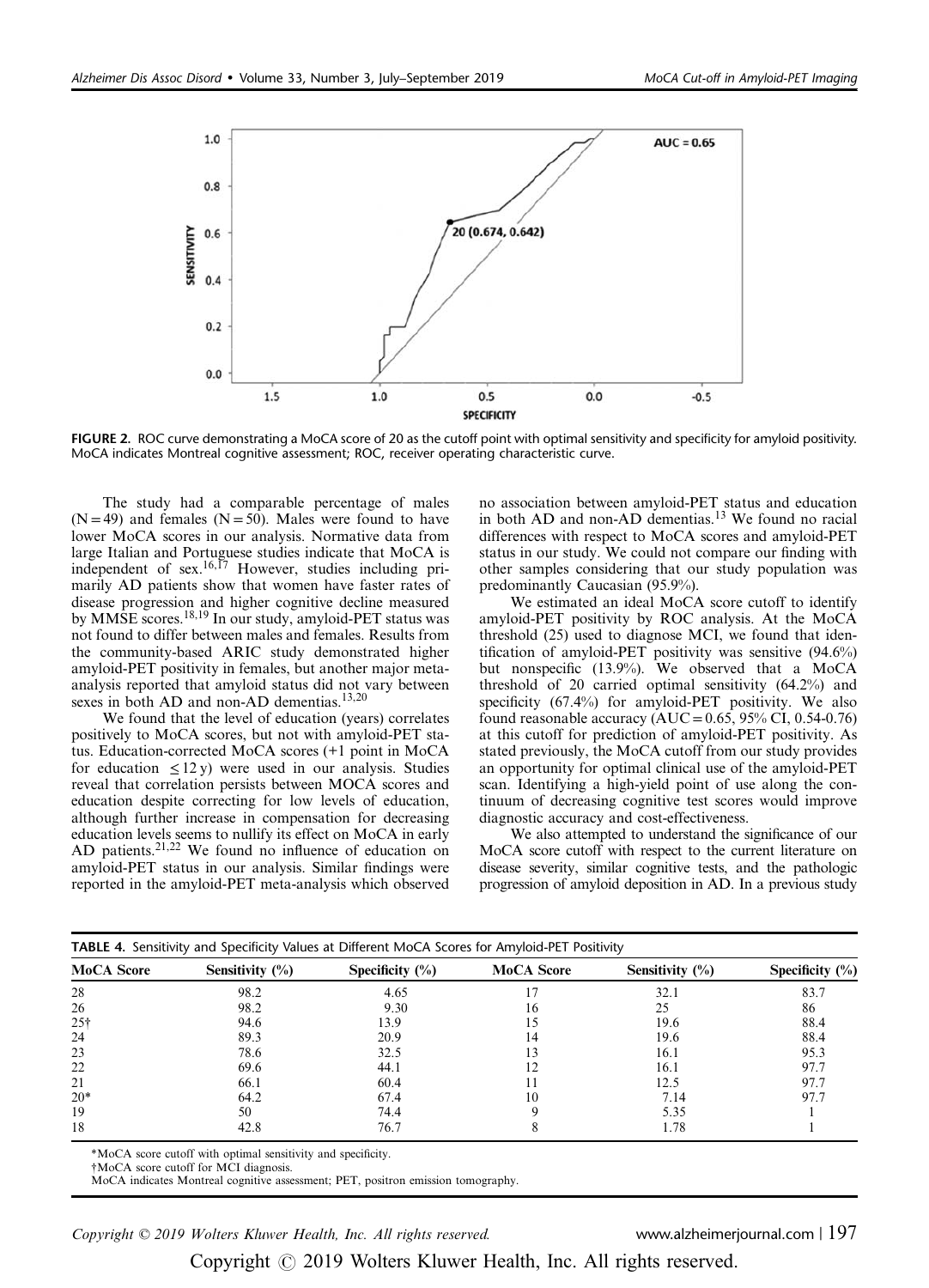FIGURE 2. ROC curve demonstrating a MoCA score of 20 as the cutoff point with optimal sensitivity and specificity for amyloid positivity. MoCA indicates Montreal cognitive assessment; ROC, receiver operating characteristic curve.

The study had a comparable percentage of males (N = 49) and females (N = 50). Males were found to have lower MoCA scores in our analysis. Normative data from large Italian and Portuguese studies indicate that MoCA is independent of sex.[16,17] However, studies including primarily AD patients show that women have faster rates of disease progression and higher cognitive decline measured by MMSE scores.[18,19] In our study, amyloid-PET status was not found to differ between males and females. Results from the community-based ARIC study demonstrated higher amyloid-PET positivity in females, but another major meta-analysis reported that amyloid status did not vary between sexes in both AD and non-AD dementias.[13,20]

We found that the level of education (years) correlates positively to MoCA scores, but not with amyloid-PET status. Education-corrected MoCA scores (+1 point in MoCA for education $\leq 12$ y) were used in our analysis. Studies reveal that correlation persists between MOCA scores and education despite correcting for low levels of education, although further increase in compensation for decreasing education levels seems to nullify its effect on MoCA in early AD patients.[21,22] We found no influence of education on amyloid-PET status in our analysis. Similar findings were reported in the amyloid-PET meta-analysis which observed no association between amyloid-PET status and education in both AD and non-AD dementias.[13] We found no racial differences with respect to MoCA scores and amyloid-PET status in our study. We could not compare our finding with other samples considering that our study population was predominantly Caucasian (95.9%).

We estimated an ideal MoCA score cutoff to identify amyloid-PET positivity by ROC analysis. At the MoCA threshold (25) used to diagnose MCI, we found that identification of amyloid-PET positivity was sensitive (94.6%) but nonspecific (13.9%). We observed that a MoCA threshold of 20 carried optimal sensitivity (64.2%) and specificity (67.4%) for amyloid-PET positivity. We also found reasonable accuracy (AUC = 0.65, 95% CI, 0.54-0.76) at this cutoff for prediction of amyloid-PET positivity. As stated previously, the MoCA cutoff from our study provides an opportunity for optimal clinical use of the amyloid-PET scan. Identifying a high-yield point of use along the continuum of decreasing cognitive test scores would improve diagnostic accuracy and cost-effectiveness.

We also attempted to understand the significance of our MoCA score cutoff with respect to the current literature on disease severity, similar cognitive tests, and the pathologic progression of amyloid deposition in AD. In a previous study

TABLE 4. Sensitivity and Specificity Values at Different MoCA Scores for Amyloid-PET Positivity

| MoCA Score | Sensitivity (%) | Specificity (%) | MoCA Score | Sensitivity (%) | Specificity (%) |
|---|---|---|---|---|---|
| 28 | 98.2 | 4.65 | 17 | 32.1 | 83.7 |
| 26 | 98.2 | 9.30 | 16 | 25 | 86 |
| 25† | 94.6 | 13.9 | 15 | 19.6 | 88.4 |
| 24 | 89.3 | 20.9 | 14 | 19.6 | 88.4 |
| 23 | 78.6 | 32.5 | 13 | 16.1 | 95.3 |
| 22 | 69.6 | 44.1 | 12 | 16.1 | 97.7 |
| 21 | 66.1 | 60.4 | 11 | 12.5 | 97.7 |
| 20* | 64.2 | 67.4 | 10 | 7.14 | 97.7 |
| 19 | 50 | 74.4 | 9 | 5.35 | 1 |
| 18 | 42.8 | 76.7 | 8 | 1.78 | 1 |

*MoCA score cutoff with optimal sensitivity and specificity.
†MoCA score cutoff for MCI diagnosis.
MoCA indicates Montreal cognitive assessment; PET, positron emission tomography.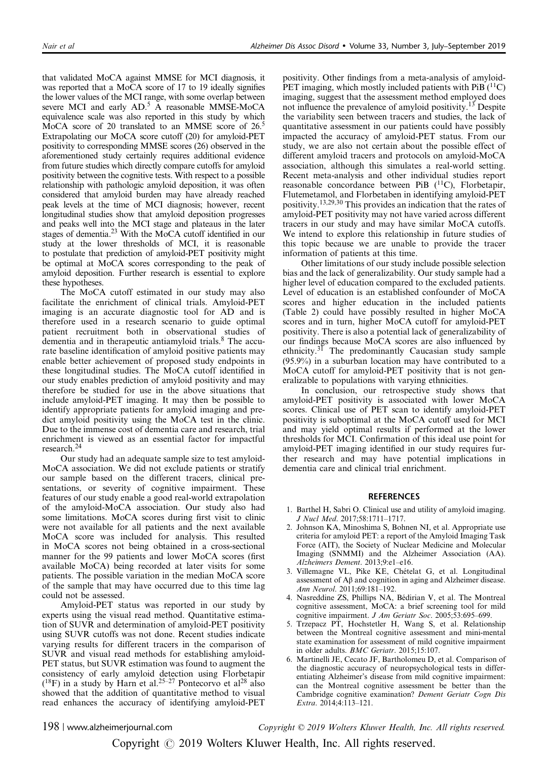that validated MoCA against MMSE for MCI diagnosis, it was reported that a MoCA score of 17 to 19 ideally signifies the lower values of the MCI range, with some overlap between severe MCI and early AD.[5] A reasonable MMSE-MoCA equivalence scale was also reported in this study by which MoCA score of 20 translated to an MMSE score of 26.[5] Extrapolating our MoCA score cutoff (20) for amyloid-PET positivity to corresponding MMSE scores (26) observed in the aforementioned study certainly requires additional evidence from future studies which directly compare cutoffs for amyloid positivity between the cognitive tests. With respect to a possible relationship with pathologic amyloid deposition, it was often considered that amyloid burden may have already reached peak levels at the time of MCI diagnosis; however, recent longitudinal studies show that amyloid deposition progresses and peaks well into the MCI stage and plateaus in the later stages of dementia.[23] With the MoCA cutoff identified in our study at the lower thresholds of MCI, it is reasonable to postulate that prediction of amyloid-PET positivity might be optimal at MoCA scores corresponding to the peak of amyloid deposition. Further research is essential to explore these hypotheses.

The MoCA cutoff estimated in our study may also facilitate the enrichment of clinical trials. Amyloid-PET imaging is an accurate diagnostic tool for AD and is therefore used in a research scenario to guide optimal patient recruitment both in observational studies of dementia and in therapeutic antiamyloid trials.[8] The accurate baseline identification of amyloid positive patients may enable better achievement of proposed study endpoints in these longitudinal studies. The MoCA cutoff identified in our study enables prediction of amyloid positivity and may therefore be studied for use in the above situations that include amyloid-PET imaging. It may then be possible to identify appropriate patients for amyloid imaging and predict amyloid positivity using the MoCA test in the clinic. Due to the immense cost of dementia care and research, trial enrichment is viewed as an essential factor for impactful research.[24]

Our study had an adequate sample size to test amyloid-MoCA association. We did not exclude patients or stratify our sample based on the different tracers, clinical presentations, or severity of cognitive impairment. These features of our study enable a good real-world extrapolation of the amyloid-MoCA association. Our study also had some limitations. MoCA scores during first visit to clinic were not available for all patients and the next available MoCA score was included for analysis. This resulted in MoCA scores not being obtained in a cross-sectional manner for the 99 patients and lower MoCA scores (first available MoCA) being recorded at later visits for some patients. The possible variation in the median MoCA score of the sample that may have occurred due to this time lag could not be assessed.

Amyloid-PET status was reported in our study by experts using the visual read method. Quantitative estimation of SUVR and determination of amyloid-PET positivity using SUVR cutoffs was not done. Recent studies indicate varying results for different tracers in the comparison of SUVR and visual read methods for establishing amyloid-PET status, but SUVR estimation was found to augment the consistency of early amyloid detection using Florbetapir ($^{18}$F) in a study by Harn et al.[25–27] Pontecorvo et al[28] also showed that the addition of quantitative method to visual read enhances the accuracy of identifying amyloid-PET positivity. Other findings from a meta-analysis of amyloid-PET imaging, which mostly included patients with PiB ($^{11}$C) imaging, suggest that the assessment method employed does not influence the prevalence of amyloid positivity.[13] Despite the variability seen between tracers and studies, the lack of quantitative assessment in our patients could have possibly impacted the accuracy of amyloid-PET status. From our study, we are also not certain about the possible effect of different amyloid tracers and protocols on amyloid-MoCA association, although this simulates a real-world setting. Recent meta-analysis and other individual studies report reasonable concordance between PiB ($^{11}$C), Florbetapir, Flutemetamol, and Florbetaben in identifying amyloid-PET positivity.[13,29,30] This provides an indication that the rates of amyloid-PET positivity may not have varied across different tracers in our study and may have similar MoCA cutoffs. We intend to explore this relationship in future studies of this topic because we are unable to provide the tracer information of patients at this time.

Other limitations of our study include possible selection bias and the lack of generalizability. Our study sample had a higher level of education compared to the excluded patients. Level of education is an established confounder of MoCA scores and higher education in the included patients (Table 2) could have possibly resulted in higher MoCA scores and in turn, higher MoCA cutoff for amyloid-PET positivity. There is also a potential lack of generalizability of our findings because MoCA scores are also influenced by ethnicity.[31] The predominantly Caucasian study sample (95.9%) in a suburban location may have contributed to a MoCA cutoff for amyloid-PET positivity that is not generalizable to populations with varying ethnicities.

In conclusion, our retrospective study shows that amyloid-PET positivity is associated with lower MoCA scores. Clinical use of PET scan to identify amyloid-PET positivity is suboptimal at the MoCA cutoff used for MCI and may yield optimal results if performed at the lower thresholds for MCI. Confirmation of this ideal use point for amyloid-PET imaging identified in our study requires further research and may have potential implications in dementia care and clinical trial enrichment.

## REFERENCES

1. Barthel H, Sabri O. Clinical use and utility of amyloid imaging. *J Nucl Med*. 2017;58:1711–1717.
2. Johnson KA, Minoshima S, Bohnen NI, et al. Appropriate use criteria for amyloid PET: a report of the Amyloid Imaging Task Force (AIT), the Society of Nuclear Medicine and Molecular Imaging (SNMMI) and the Alzheimer Association (AA). *Alzheimers Dement*. 2013;9:e1–e16.
3. Villemagne VL, Pike KE, Chételat G, et al. Longitudinal assessment of Aβ and cognition in aging and Alzheimer disease. *Ann Neurol*. 2011;69:181–192.
4. Nasreddine ZS, Phillips NA, Bédirian V, et al. The Montreal cognitive assessment, MoCA: a brief screening tool for mild cognitive impairment. *J Am Geriatr Soc*. 2005;53:695–699.
5. Trzepacz PT, Hochstetler H, Wang S, et al. Relationship between the Montreal cognitive assessment and mini-mental state examination for assessment of mild cognitive impairment in older adults. *BMC Geriatr*. 2015;15:107.
6. Martinelli JE, Cecato JF, Bartholomeu D, et al. Comparison of the diagnostic accuracy of neuropsychological tests in differentiating Alzheimer's disease from mild cognitive impairment: can the Montreal cognitive assessment be better than the Cambridge cognitive examination? *Dement Geriatr Cogn Dis Extra*. 2014;4:113–121.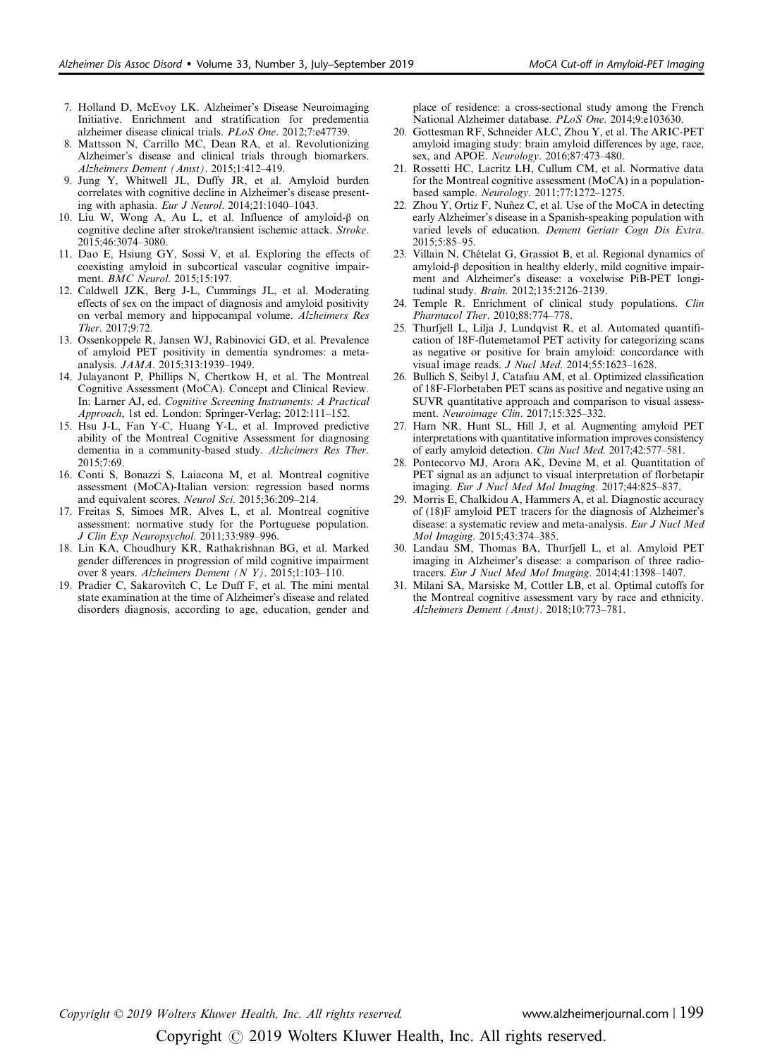7. Holland D, McEvoy LK. Alzheimer's Disease Neuroimaging Initiative. Enrichment and stratification for predementia alzheimer disease clinical trials. *PLoS One*. 2012;7:e47739.
8. Mattsson N, Carrillo MC, Dean RA, et al. Revolutionizing Alzheimer's disease and clinical trials through biomarkers. *Alzheimers Dement (Amst)*. 2015;1:412–419.
9. Jung Y, Whitwell JL, Duffy JR, et al. Amyloid burden correlates with cognitive decline in Alzheimer's disease presenting with aphasia. *Eur J Neurol*. 2014;21:1040–1043.
10. Liu W, Wong A, Au L, et al. Influence of amyloid-β on cognitive decline after stroke/transient ischemic attack. *Stroke*. 2015;46:3074–3080.
11. Dao E, Hsiung GY, Sossi V, et al. Exploring the effects of coexisting amyloid in subcortical vascular cognitive impairment. *BMC Neurol*. 2015;15:197.
12. Caldwell JZK, Berg J-L, Cummings JL, et al. Moderating effects of sex on the impact of diagnosis and amyloid positivity on verbal memory and hippocampal volume. *Alzheimers Res Ther*. 2017;9:72.
13. Ossenkoppele R, Jansen WJ, Rabinovici GD, et al. Prevalence of amyloid PET positivity in dementia syndromes: a meta-analysis. *JAMA*. 2015;313:1939–1949.
14. Julayanont P, Phillips N, Chertkow H, et al. The Montreal Cognitive Assessment (MoCA). Concept and Clinical Review. In: Larner AJ, ed. *Cognitive Screening Instruments: A Practical Approach*, 1st ed. London: Springer-Verlag; 2012:111–152.
15. Hsu J-L, Fan Y-C, Huang Y-L, et al. Improved predictive ability of the Montreal Cognitive Assessment for diagnosing dementia in a community-based study. *Alzheimers Res Ther*. 2015;7:69.
16. Conti S, Bonazzi S, Laiacona M, et al. Montreal cognitive assessment (MoCA)-Italian version: regression based norms and equivalent scores. *Neurol Sci*. 2015;36:209–214.
17. Freitas S, Simoes MR, Alves L, et al. Montreal cognitive assessment: normative study for the Portuguese population. *J Clin Exp Neuropsychol*. 2011;33:989–996.
18. Lin KA, Choudhury KR, Rathakrishnan BG, et al. Marked gender differences in progression of mild cognitive impairment over 8 years. *Alzheimers Dement (N Y)*. 2015;1:103–110.
19. Pradier C, Sakarovitch C, Le Duff F, et al. The mini mental state examination at the time of Alzheimer's disease and related disorders diagnosis, according to age, education, gender and place of residence: a cross-sectional study among the French National Alzheimer database. *PLoS One*. 2014;9:e103630.
20. Gottesman RF, Schneider ALC, Zhou Y, et al. The ARIC-PET amyloid imaging study: brain amyloid differences by age, race, sex, and APOE. *Neurology*. 2016;87:473–480.
21. Rossetti HC, Lacritz LH, Cullum CM, et al. Normative data for the Montreal cognitive assessment (MoCA) in a population-based sample. *Neurology*. 2011;77:1272–1275.
22. Zhou Y, Ortiz F, Nuñez C, et al. Use of the MoCA in detecting early Alzheimer's disease in a Spanish-speaking population with varied levels of education. *Dement Geriatr Cogn Dis Extra*. 2015;5:85–95.
23. Villain N, Chételat G, Grassiot B, et al. Regional dynamics of amyloid-β deposition in healthy elderly, mild cognitive impairment and Alzheimer's disease: a voxelwise PiB-PET longitudinal study. *Brain*. 2012;135:2126–2139.
24. Temple R. Enrichment of clinical study populations. *Clin Pharmacol Ther*. 2010;88:774–778.
25. Thurfjell L, Lilja J, Lundqvist R, et al. Automated quantification of 18F-flutemetamol PET activity for categorizing scans as negative or positive for brain amyloid: concordance with visual image reads. *J Nucl Med*. 2014;55:1623–1628.
26. Bullich S, Seibyl J, Catafau AM, et al. Optimized classification of 18F-Florbetaben PET scans as positive and negative using an SUVR quantitative approach and comparison to visual assessment. *Neuroimage Clin*. 2017;15:325–332.
27. Harn NR, Hunt SL, Hill J, et al. Augmenting amyloid PET interpretations with quantitative information improves consistency of early amyloid detection. *Clin Nucl Med*. 2017;42:577–581.
28. Pontecorvo MJ, Arora AK, Devine M, et al. Quantitation of PET signal as an adjunct to visual interpretation of florbetapir imaging. *Eur J Nucl Med Mol Imaging*. 2017;44:825–837.
29. Morris E, Chalkidou A, Hammers A, et al. Diagnostic accuracy of (18)F amyloid PET tracers for the diagnosis of Alzheimer's disease: a systematic review and meta-analysis. *Eur J Nucl Med Mol Imaging*. 2015;43:374–385.
30. Landau SM, Thomas BA, Thurfjell L, et al. Amyloid PET imaging in Alzheimer's disease: a comparison of three radiotracers. *Eur J Nucl Med Mol Imaging*. 2014;41:1398–1407.
31. Milani SA, Marsiske M, Cottler LB, et al. Optimal cutoffs for the Montreal cognitive assessment vary by race and ethnicity. *Alzheimers Dement (Amst)*. 2018;10:773–781.